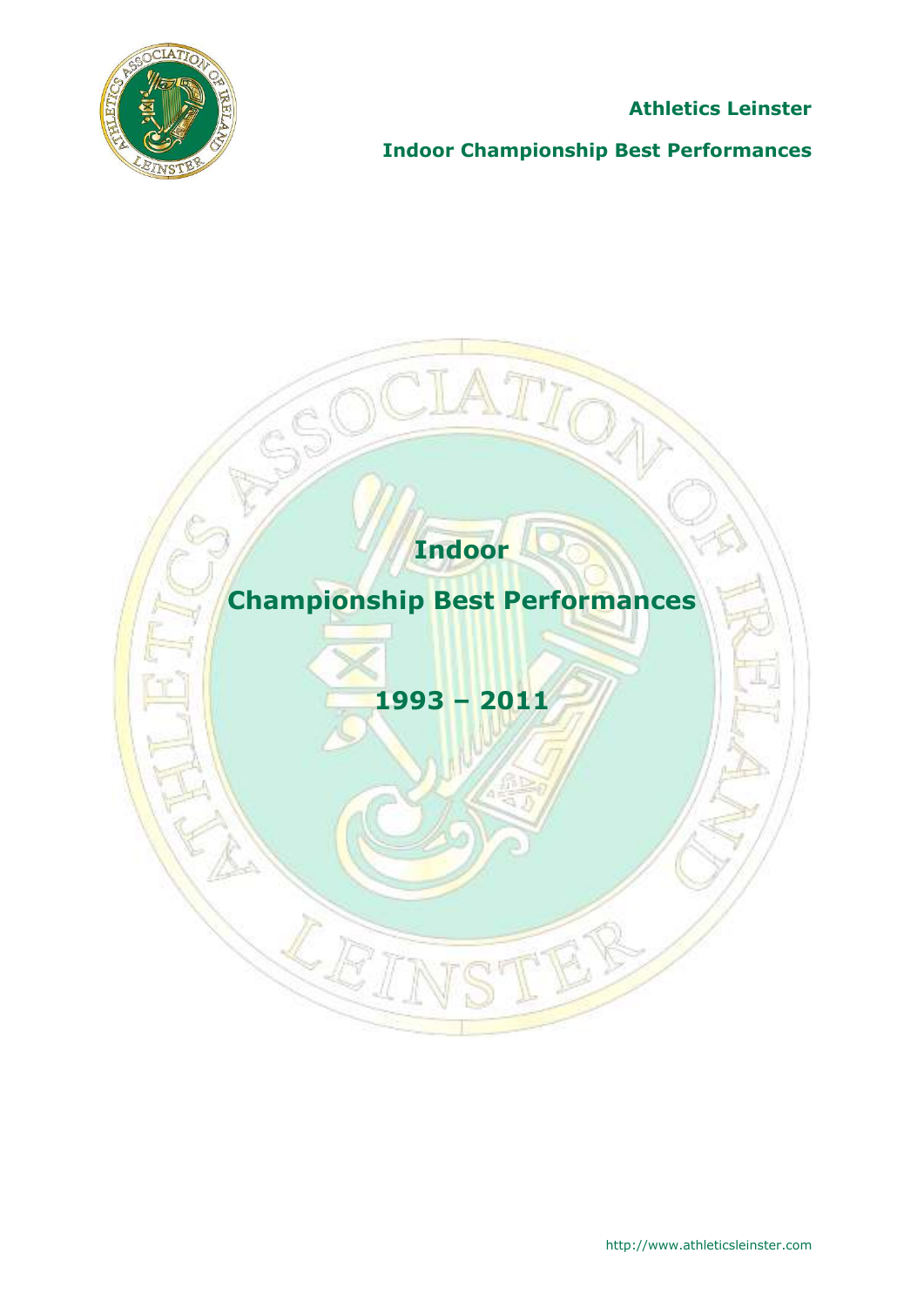**Athletics Leinster**

**Indoor Championship Best Performances**

# Indoor

# Championship Best Performances

# 1993 – 2011

http://www.athleticsleinster.com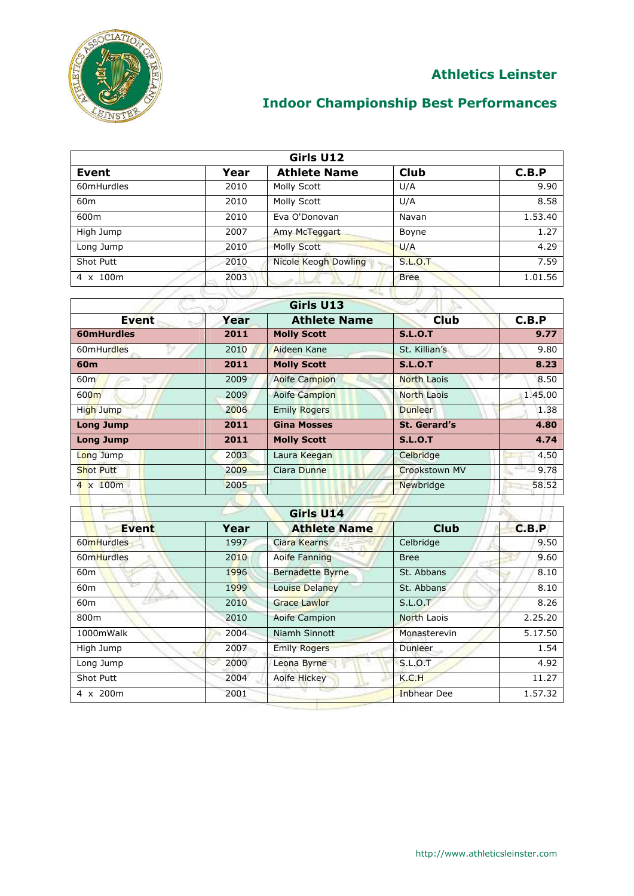# Athletics Leinster

## Indoor Championship Best Performances

| Girls U12 | | | | |
|---|---|---|---|---|
| **Event** | **Year** | **Athlete Name** | **Club** | **C.B.P** |
| 60mHurdles | 2010 | Molly Scott | U/A | 9.90 |
| 60m | 2010 | Molly Scott | U/A | 8.58 |
| 600m | 2010 | Eva O'Donovan | Navan | 1.53.40 |
| High Jump | 2007 | Amy McTeggart | Boyne | 1.27 |
| Long Jump | 2010 | Molly Scott | U/A | 4.29 |
| Shot Putt | 2010 | Nicole Keogh Dowling | S.L.O.T | 7.59 |
| 4 x 100m | 2003 | | Bree | 1.01.56 |

| Girls U13 | | | | |
|---|---|---|---|---|
| **Event** | **Year** | **Athlete Name** | **Club** | **C.B.P** |
| **60mHurdles** | **2011** | **Molly Scott** | **S.L.O.T** | **9.77** |
| 60mHurdles | 2010 | Aideen Kane | St. Killian's | 9.80 |
| **60m** | **2011** | **Molly Scott** | **S.L.O.T** | **8.23** |
| 60m | 2009 | Aoife Campion | North Laois | 8.50 |
| 600m | 2009 | Aoife Campion | North Laois | 1.45.00 |
| High Jump | 2006 | Emily Rogers | Dunleer | 1.38 |
| **Long Jump** | **2011** | **Gina Mosses** | **St. Gerard's** | **4.80** |
| **Long Jump** | **2011** | **Molly Scott** | **S.L.O.T** | **4.74** |
| Long Jump | 2003 | Laura Keegan | Celbridge | 4.50 |
| Shot Putt | 2009 | Ciara Dunne | Crookstown MV | 9.78 |
| 4 x 100m | 2005 | | Newbridge | 58.52 |

| Girls U14 | | | | |
|---|---|---|---|---|
| **Event** | **Year** | **Athlete Name** | **Club** | **C.B.P** |
| 60mHurdles | 1997 | Ciara Kearns | Celbridge | 9.50 |
| 60mHurdles | 2010 | Aoife Fanning | Bree | 9.60 |
| 60m | 1996 | Bernadette Byrne | St. Abbans | 8.10 |
| 60m | 1999 | Louise Delaney | St. Abbans | 8.10 |
| 60m | 2010 | Grace Lawlor | S.L.O.T | 8.26 |
| 800m | 2010 | Aoife Campion | North Laois | 2.25.20 |
| 1000mWalk | 2004 | Niamh Sinnott | Monasterevin | 5.17.50 |
| High Jump | 2007 | Emily Rogers | Dunleer | 1.54 |
| Long Jump | 2000 | Leona Byrne | S.L.O.T | 4.92 |
| Shot Putt | 2004 | Aoife Hickey | K.C.H | 11.27 |
| 4 x 200m | 2001 | | Inbhear Dee | 1.57.32 |

http://www.athleticsleinster.com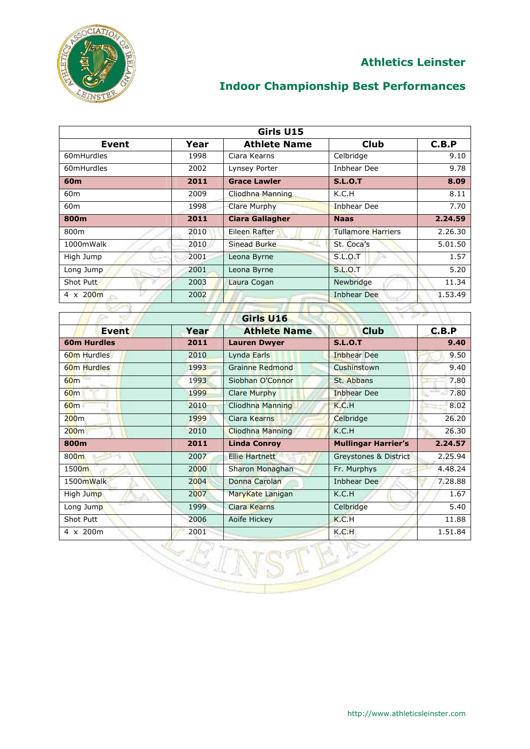## Athletics Leinster

## Indoor Championship Best Performances

| Girls U15 | | | | |
|---|---|---|---|---|
| **Event** | **Year** | **Athlete Name** | **Club** | **C.B.P** |
| 60mHurdles | 1998 | Ciara Kearns | Celbridge | 9.10 |
| 60mHurdles | 2002 | Lynsey Porter | Inbhear Dee | 9.78 |
| **60m** | **2011** | **Grace Lawler** | **S.L.O.T** | **8.09** |
| 60m | 2009 | Cliodhna Manning | K.C.H | 8.11 |
| 60m | 1998 | Clare Murphy | Inbhear Dee | 7.70 |
| **800m** | **2011** | **Ciara Gallagher** | **Naas** | **2.24.59** |
| 800m | 2010 | Eileen Rafter | Tullamore Harriers | 2.26.30 |
| 1000mWalk | 2010 | Sinead Burke | St. Coca's | 5.01.50 |
| High Jump | 2001 | Leona Byrne | S.L.O.T | 1.57 |
| Long Jump | 2001 | Leona Byrne | S.L.O.T | 5.20 |
| Shot Putt | 2003 | Laura Cogan | Newbridge | 11.34 |
| 4 x 200m | 2002 | | Inbhear Dee | 1.53.49 |

| Girls U16 | | | | |
|---|---|---|---|---|
| **Event** | **Year** | **Athlete Name** | **Club** | **C.B.P** |
| **60m Hurdles** | **2011** | **Lauren Dwyer** | **S.L.O.T** | **9.40** |
| 60m Hurdles | 2010 | Lynda Earls | Inbhear Dee | 9.50 |
| 60m Hurdles | 1993 | Grainne Redmond | Cushinstown | 9.40 |
| 60m | 1993 | Siobhan O'Connor | St. Abbans | 7.80 |
| 60m | 1999 | Clare Murphy | Inbhear Dee | 7.80 |
| 60m | 2010 | Cliodhna Manning | K.C.H | 8.02 |
| 200m | 1999 | Ciara Kearns | Celbridge | 26.20 |
| 200m | 2010 | Cliodhna Manning | K.C.H | 26.30 |
| **800m** | **2011** | **Linda Conroy** | **Mullingar Harrier's** | **2.24.57** |
| 800m | 2007 | Ellie Hartnett | Greystones & District | 2.25.94 |
| 1500m | 2000 | Sharon Monaghan | Fr. Murphys | 4.48.24 |
| 1500mWalk | 2004 | Donna Carolan | Inbhear Dee | 7.28.88 |
| High Jump | 2007 | MaryKate Lanigan | K.C.H | 1.67 |
| Long Jump | 1999 | Ciara Kearns | Celbridge | 5.40 |
| Shot Putt | 2006 | Aoife Hickey | K.C.H | 11.88 |
| 4 x 200m | 2001 | | K.C.H | 1.51.84 |

http://www.athleticsleinster.com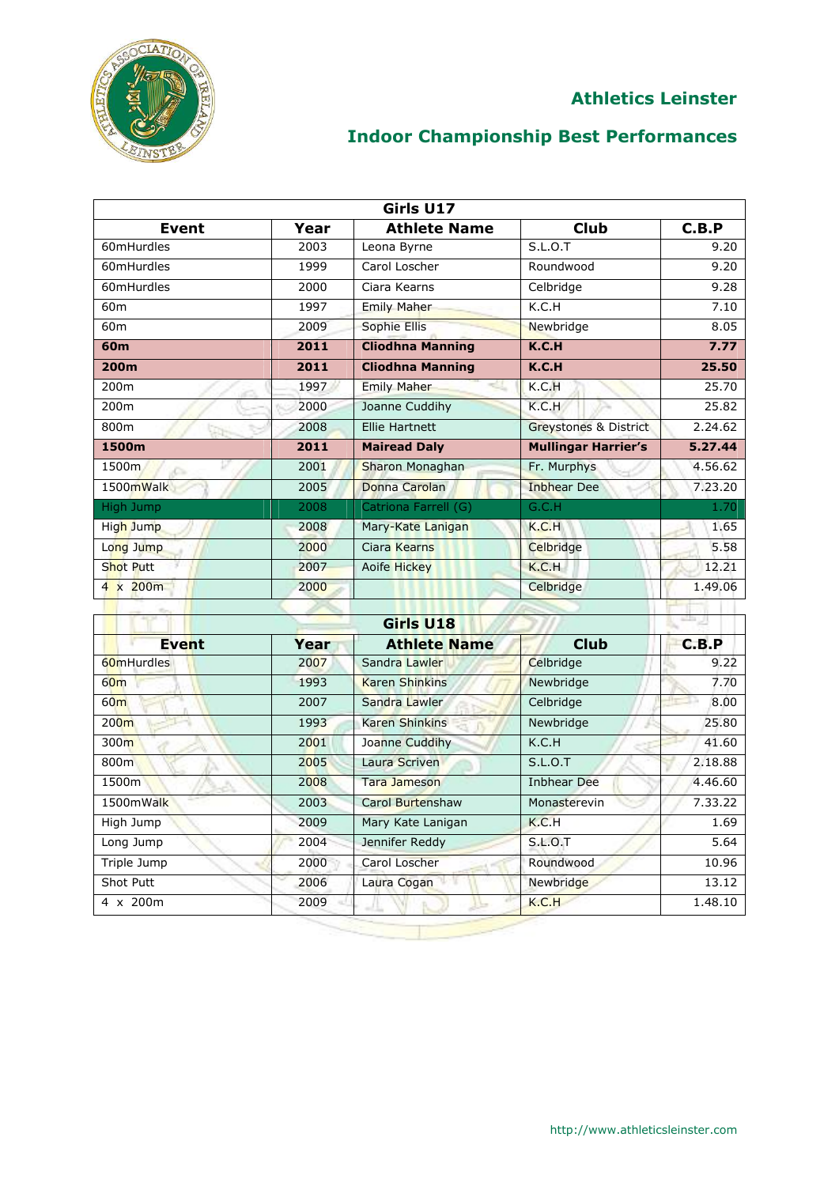## Athletics Leinster

## Indoor Championship Best Performances

| Girls U17 | | | | |
|---|---|---|---|---|
| **Event** | **Year** | **Athlete Name** | **Club** | **C.B.P** |
| 60mHurdles | 2003 | Leona Byrne | S.L.O.T | 9.20 |
| 60mHurdles | 1999 | Carol Loscher | Roundwood | 9.20 |
| 60mHurdles | 2000 | Ciara Kearns | Celbridge | 9.28 |
| 60m | 1997 | Emily Maher | K.C.H | 7.10 |
| 60m | 2009 | Sophie Ellis | Newbridge | 8.05 |
| **60m** | **2011** | **Cliodhna Manning** | **K.C.H** | **7.77** |
| **200m** | **2011** | **Cliodhna Manning** | **K.C.H** | **25.50** |
| 200m | 1997 | Emily Maher | K.C.H | 25.70 |
| 200m | 2000 | Joanne Cuddihy | K.C.H | 25.82 |
| 800m | 2008 | Ellie Hartnett | Greystones & District | 2.24.62 |
| **1500m** | **2011** | **Mairead Daly** | **Mullingar Harrier's** | **5.27.44** |
| 1500m | 2001 | Sharon Monaghan | Fr. Murphys | 4.56.62 |
| 1500mWalk | 2005 | Donna Carolan | Inbhear Dee | 7.23.20 |
| High Jump | 2008 | Catriona Farrell (G) | G.C.H | 1.70 |
| High Jump | 2008 | Mary-Kate Lanigan | K.C.H | 1.65 |
| Long Jump | 2000 | Ciara Kearns | Celbridge | 5.58 |
| Shot Putt | 2007 | Aoife Hickey | K.C.H | 12.21 |
| 4 x 200m | 2000 | | Celbridge | 1.49.06 |

| Girls U18 | | | | |
|---|---|---|---|---|
| **Event** | **Year** | **Athlete Name** | **Club** | **C.B.P** |
| 60mHurdles | 2007 | Sandra Lawler | Celbridge | 9.22 |
| 60m | 1993 | Karen Shinkins | Newbridge | 7.70 |
| 60m | 2007 | Sandra Lawler | Celbridge | 8.00 |
| 200m | 1993 | Karen Shinkins | Newbridge | 25.80 |
| 300m | 2001 | Joanne Cuddihy | K.C.H | 41.60 |
| 800m | 2005 | Laura Scriven | S.L.O.T | 2.18.88 |
| 1500m | 2008 | Tara Jameson | Inbhear Dee | 4.46.60 |
| 1500mWalk | 2003 | Carol Burtenshaw | Monasterevin | 7.33.22 |
| High Jump | 2009 | Mary Kate Lanigan | K.C.H | 1.69 |
| Long Jump | 2004 | Jennifer Reddy | S.L.O.T | 5.64 |
| Triple Jump | 2000 | Carol Loscher | Roundwood | 10.96 |
| Shot Putt | 2006 | Laura Cogan | Newbridge | 13.12 |
| 4 x 200m | 2009 | | K.C.H | 1.48.10 |

http://www.athleticsleinster.com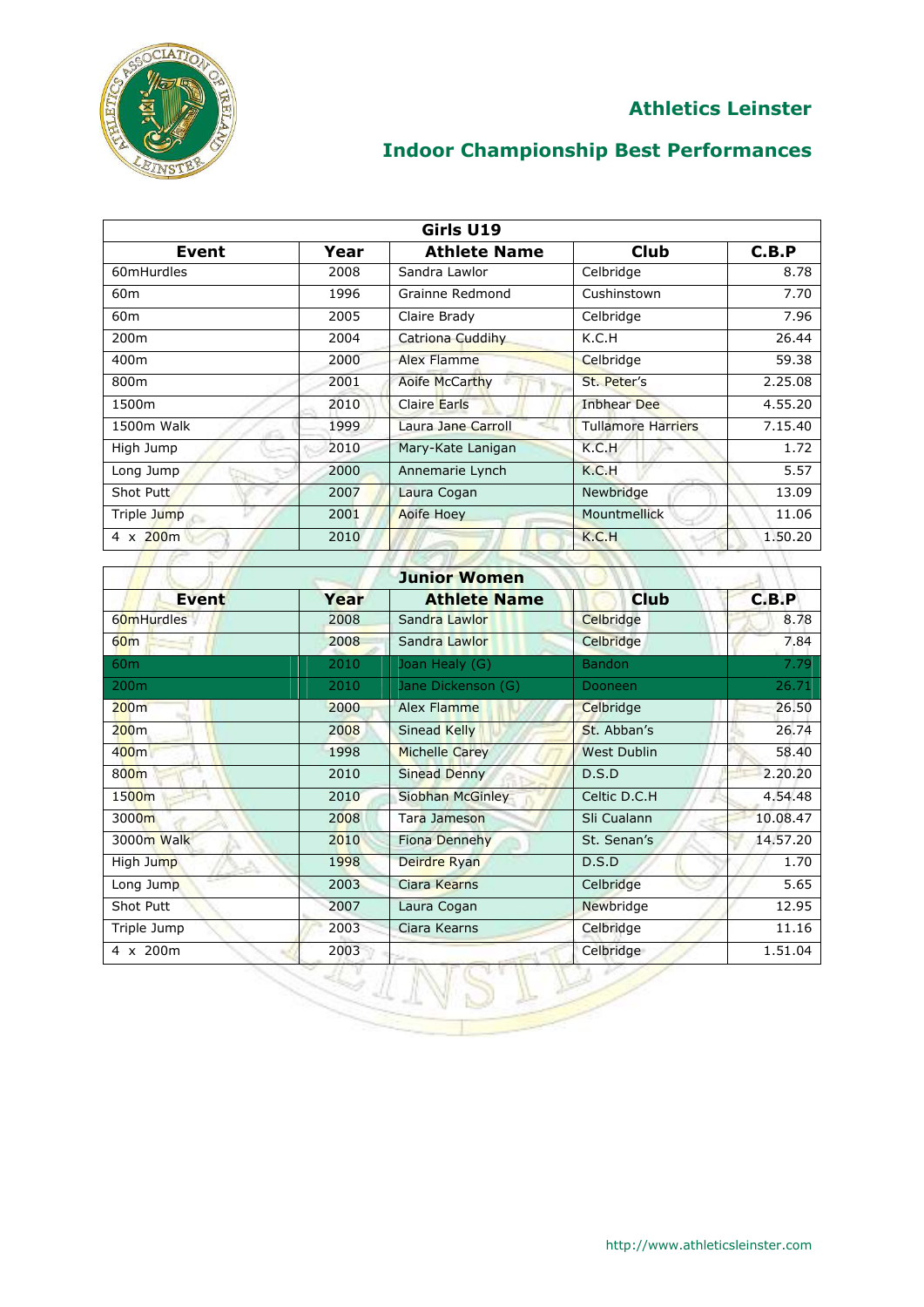# Athletics Leinster

## Indoor Championship Best Performances

| Girls U19 | | | | |
|---|---|---|---|---|
| **Event** | **Year** | **Athlete Name** | **Club** | **C.B.P** |
| 60mHurdles | 2008 | Sandra Lawlor | Celbridge | 8.78 |
| 60m | 1996 | Grainne Redmond | Cushinstown | 7.70 |
| 60m | 2005 | Claire Brady | Celbridge | 7.96 |
| 200m | 2004 | Catriona Cuddihy | K.C.H | 26.44 |
| 400m | 2000 | Alex Flamme | Celbridge | 59.38 |
| 800m | 2001 | Aoife McCarthy | St. Peter's | 2.25.08 |
| 1500m | 2010 | Claire Earls | Inbhear Dee | 4.55.20 |
| 1500m Walk | 1999 | Laura Jane Carroll | Tullamore Harriers | 7.15.40 |
| High Jump | 2010 | Mary-Kate Lanigan | K.C.H | 1.72 |
| Long Jump | 2000 | Annemarie Lynch | K.C.H | 5.57 |
| Shot Putt | 2007 | Laura Cogan | Newbridge | 13.09 |
| Triple Jump | 2001 | Aoife Hoey | Mountmellick | 11.06 |
| 4 x 200m | 2010 | | K.C.H | 1.50.20 |

| Junior Women | | | | |
|---|---|---|---|---|
| **Event** | **Year** | **Athlete Name** | **Club** | **C.B.P** |
| 60mHurdles | 2008 | Sandra Lawlor | Celbridge | 8.78 |
| 60m | 2008 | Sandra Lawlor | Celbridge | 7.84 |
| 60m | 2010 | Joan Healy (G) | Bandon | 7.79 |
| 200m | 2010 | Jane Dickenson (G) | Dooneen | 26.71 |
| 200m | 2000 | Alex Flamme | Celbridge | 26.50 |
| 200m | 2008 | Sinead Kelly | St. Abban's | 26.74 |
| 400m | 1998 | Michelle Carey | West Dublin | 58.40 |
| 800m | 2010 | Sinead Denny | D.S.D | 2.20.20 |
| 1500m | 2010 | Siobhan McGinley | Celtic D.C.H | 4.54.48 |
| 3000m | 2008 | Tara Jameson | Sli Cualann | 10.08.47 |
| 3000m Walk | 2010 | Fiona Dennehy | St. Senan's | 14.57.20 |
| High Jump | 1998 | Deirdre Ryan | D.S.D | 1.70 |
| Long Jump | 2003 | Ciara Kearns | Celbridge | 5.65 |
| Shot Putt | 2007 | Laura Cogan | Newbridge | 12.95 |
| Triple Jump | 2003 | Ciara Kearns | Celbridge | 11.16 |
| 4 x 200m | 2003 | | Celbridge | 1.51.04 |

http://www.athleticsleinster.com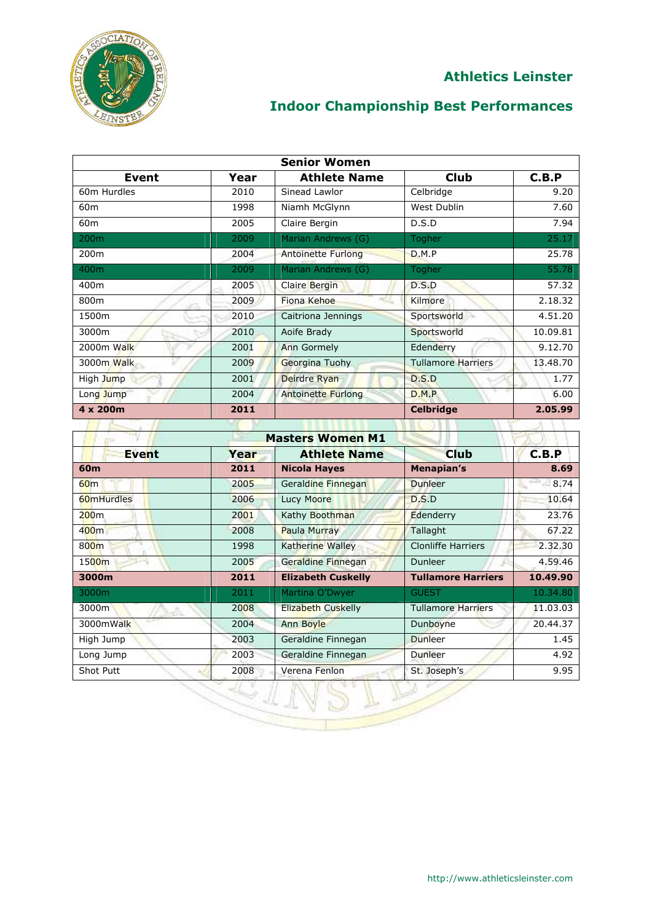## Athletics Leinster

## Indoor Championship Best Performances

| Senior Women | | | | |
|---|---|---|---|---|
| **Event** | **Year** | **Athlete Name** | **Club** | **C.B.P** |
| 60m Hurdles | 2010 | Sinead Lawlor | Celbridge | 9.20 |
| 60m | 1998 | Niamh McGlynn | West Dublin | 7.60 |
| 60m | 2005 | Claire Bergin | D.S.D | 7.94 |
| 200m | 2009 | Marian Andrews (G) | Togher | 25.17 |
| 200m | 2004 | Antoinette Furlong | D.M.P | 25.78 |
| 400m | 2009 | Marian Andrews (G) | Togher | 55.78 |
| 400m | 2005 | Claire Bergin | D.S.D | 57.32 |
| 800m | 2009 | Fiona Kehoe | Kilmore | 2.18.32 |
| 1500m | 2010 | Caitriona Jennings | Sportsworld | 4.51.20 |
| 3000m | 2010 | Aoife Brady | Sportsworld | 10.09.81 |
| 2000m Walk | 2001 | Ann Gormely | Edenderry | 9.12.70 |
| 3000m Walk | 2009 | Georgina Tuohy | Tullamore Harriers | 13.48.70 |
| High Jump | 2001 | Deirdre Ryan | D.S.D | 1.77 |
| Long Jump | 2004 | Antoinette Furlong | D.M.P | 6.00 |
| **4 x 200m** | **2011** | | **Celbridge** | **2.05.99** |

| Masters Women M1 | | | | |
|---|---|---|---|---|
| **Event** | **Year** | **Athlete Name** | **Club** | **C.B.P** |
| **60m** | **2011** | **Nicola Hayes** | **Menapian's** | **8.69** |
| 60m | 2005 | Geraldine Finnegan | Dunleer | 8.74 |
| 60mHurdles | 2006 | Lucy Moore | D.S.D | 10.64 |
| 200m | 2001 | Kathy Boothman | Edenderry | 23.76 |
| 400m | 2008 | Paula Murray | Tallaght | 67.22 |
| 800m | 1998 | Katherine Walley | Clonliffe Harriers | 2.32.30 |
| 1500m | 2005 | Geraldine Finnegan | Dunleer | 4.59.46 |
| **3000m** | **2011** | **Elizabeth Cuskelly** | **Tullamore Harriers** | **10.49.90** |
| 3000m | 2011 | Martina O'Dwyer | GUEST | 10.34.80 |
| 3000m | 2008 | Elizabeth Cuskelly | Tullamore Harriers | 11.03.03 |
| 3000mWalk | 2004 | Ann Boyle | Dunboyne | 20.44.37 |
| High Jump | 2003 | Geraldine Finnegan | Dunleer | 1.45 |
| Long Jump | 2003 | Geraldine Finnegan | Dunleer | 4.92 |
| Shot Putt | 2008 | Verena Fenlon | St. Joseph's | 9.95 |

http://www.athleticsleinster.com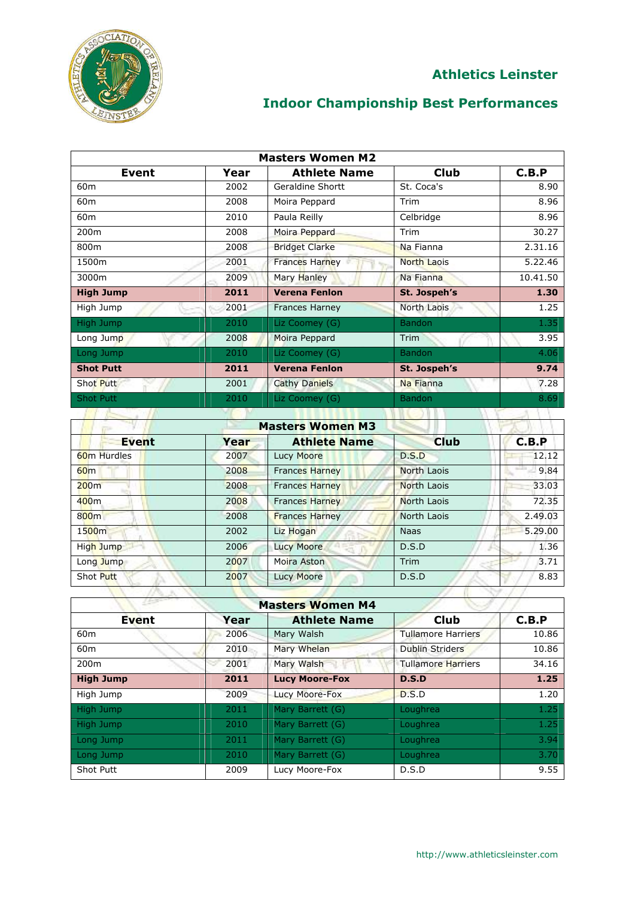## Athletics Leinster

## Indoor Championship Best Performances

| Masters Women M2 | | | | |
|---|---|---|---|---|
| **Event** | **Year** | **Athlete Name** | **Club** | **C.B.P** |
| 60m | 2002 | Geraldine Shortt | St. Coca's | 8.90 |
| 60m | 2008 | Moira Peppard | Trim | 8.96 |
| 60m | 2010 | Paula Reilly | Celbridge | 8.96 |
| 200m | 2008 | Moira Peppard | Trim | 30.27 |
| 800m | 2008 | Bridget Clarke | Na Fianna | 2.31.16 |
| 1500m | 2001 | Frances Harney | North Laois | 5.22.46 |
| 3000m | 2009 | Mary Hanley | Na Fianna | 10.41.50 |
| **High Jump** | **2011** | **Verena Fenlon** | **St. Jospeh's** | **1.30** |
| High Jump | 2001 | Frances Harney | North Laois | 1.25 |
| High Jump | 2010 | Liz Coomey (G) | Bandon | 1.35 |
| Long Jump | 2008 | Moira Peppard | Trim | 3.95 |
| Long Jump | 2010 | Liz Coomey (G) | Bandon | 4.06 |
| **Shot Putt** | **2011** | **Verena Fenlon** | **St. Jospeh's** | **9.74** |
| Shot Putt | 2001 | Cathy Daniels | Na Fianna | 7.28 |
| Shot Putt | 2010 | Liz Coomey (G) | Bandon | 8.69 |

| Masters Women M3 | | | | |
|---|---|---|---|---|
| **Event** | **Year** | **Athlete Name** | **Club** | **C.B.P** |
| 60m Hurdles | 2007 | Lucy Moore | D.S.D | 12.12 |
| 60m | 2008 | Frances Harney | North Laois | 9.84 |
| 200m | 2008 | Frances Harney | North Laois | 33.03 |
| 400m | 2008 | Frances Harney | North Laois | 72.35 |
| 800m | 2008 | Frances Harney | North Laois | 2.49.03 |
| 1500m | 2002 | Liz Hogan | Naas | 5.29.00 |
| High Jump | 2006 | Lucy Moore | D.S.D | 1.36 |
| Long Jump | 2007 | Moira Aston | Trim | 3.71 |
| Shot Putt | 2007 | Lucy Moore | D.S.D | 8.83 |

| Masters Women M4 | | | | |
|---|---|---|---|---|
| **Event** | **Year** | **Athlete Name** | **Club** | **C.B.P** |
| 60m | 2006 | Mary Walsh | Tullamore Harriers | 10.86 |
| 60m | 2010 | Mary Whelan | Dublin Striders | 10.86 |
| 200m | 2001 | Mary Walsh | Tullamore Harriers | 34.16 |
| **High Jump** | **2011** | **Lucy Moore-Fox** | **D.S.D** | **1.25** |
| High Jump | 2009 | Lucy Moore-Fox | D.S.D | 1.20 |
| High Jump | 2011 | Mary Barrett (G) | Loughrea | 1.25 |
| High Jump | 2010 | Mary Barrett (G) | Loughrea | 1.25 |
| Long Jump | 2011 | Mary Barrett (G) | Loughrea | 3.94 |
| Long Jump | 2010 | Mary Barrett (G) | Loughrea | 3.70 |
| Shot Putt | 2009 | Lucy Moore-Fox | D.S.D | 9.55 |

http://www.athleticsleinster.com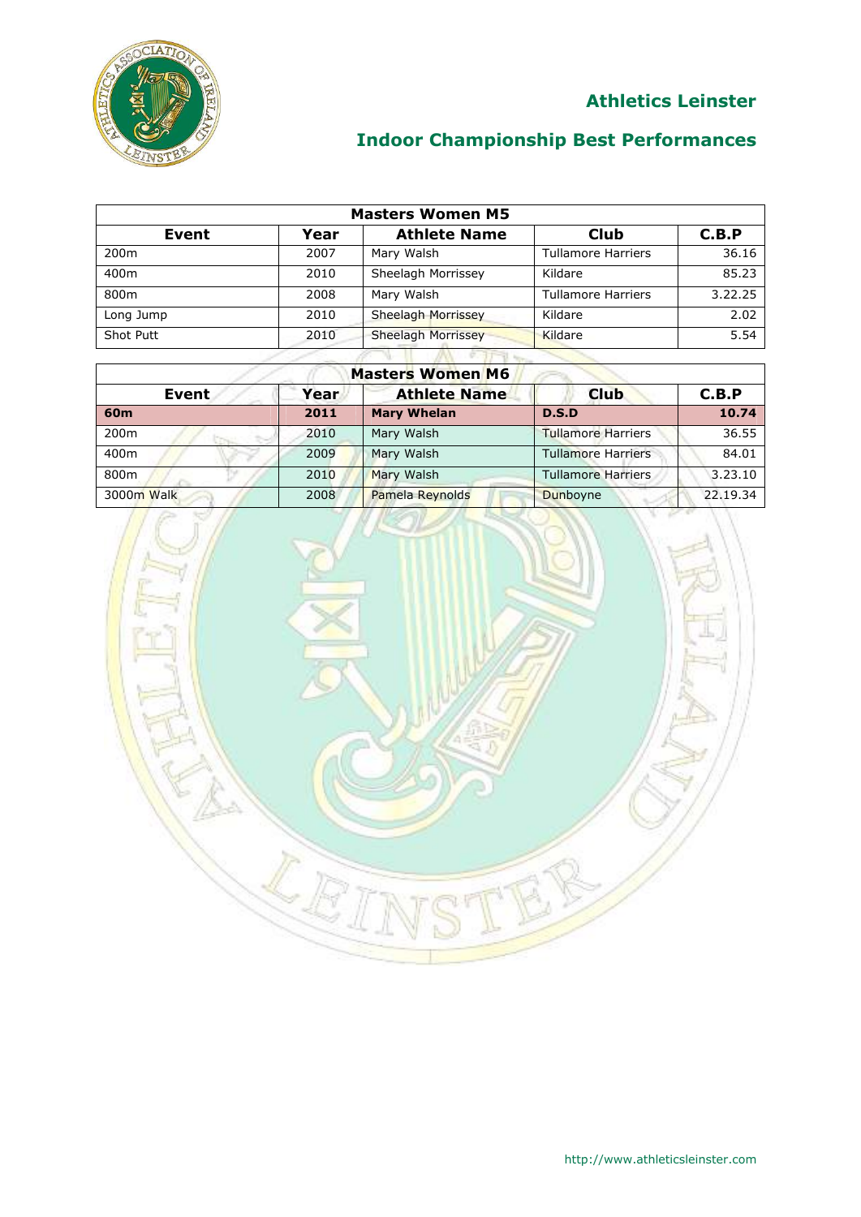# Athletics Leinster

## Indoor Championship Best Performances

| Masters Women M5 | | | | |
|---|---|---|---|---|
| **Event** | **Year** | **Athlete Name** | **Club** | **C.B.P** |
| 200m | 2007 | Mary Walsh | Tullamore Harriers | 36.16 |
| 400m | 2010 | Sheelagh Morrissey | Kildare | 85.23 |
| 800m | 2008 | Mary Walsh | Tullamore Harriers | 3.22.25 |
| Long Jump | 2010 | Sheelagh Morrissey | Kildare | 2.02 |
| Shot Putt | 2010 | Sheelagh Morrissey | Kildare | 5.54 |

| Masters Women M6 | | | | |
|---|---|---|---|---|
| **Event** | **Year** | **Athlete Name** | **Club** | **C.B.P** |
| **60m** | **2011** | **Mary Whelan** | **D.S.D** | **10.74** |
| 200m | 2010 | Mary Walsh | Tullamore Harriers | 36.55 |
| 400m | 2009 | Mary Walsh | Tullamore Harriers | 84.01 |
| 800m | 2010 | Mary Walsh | Tullamore Harriers | 3.23.10 |
| 3000m Walk | 2008 | Pamela Reynolds | Dunboyne | 22.19.34 |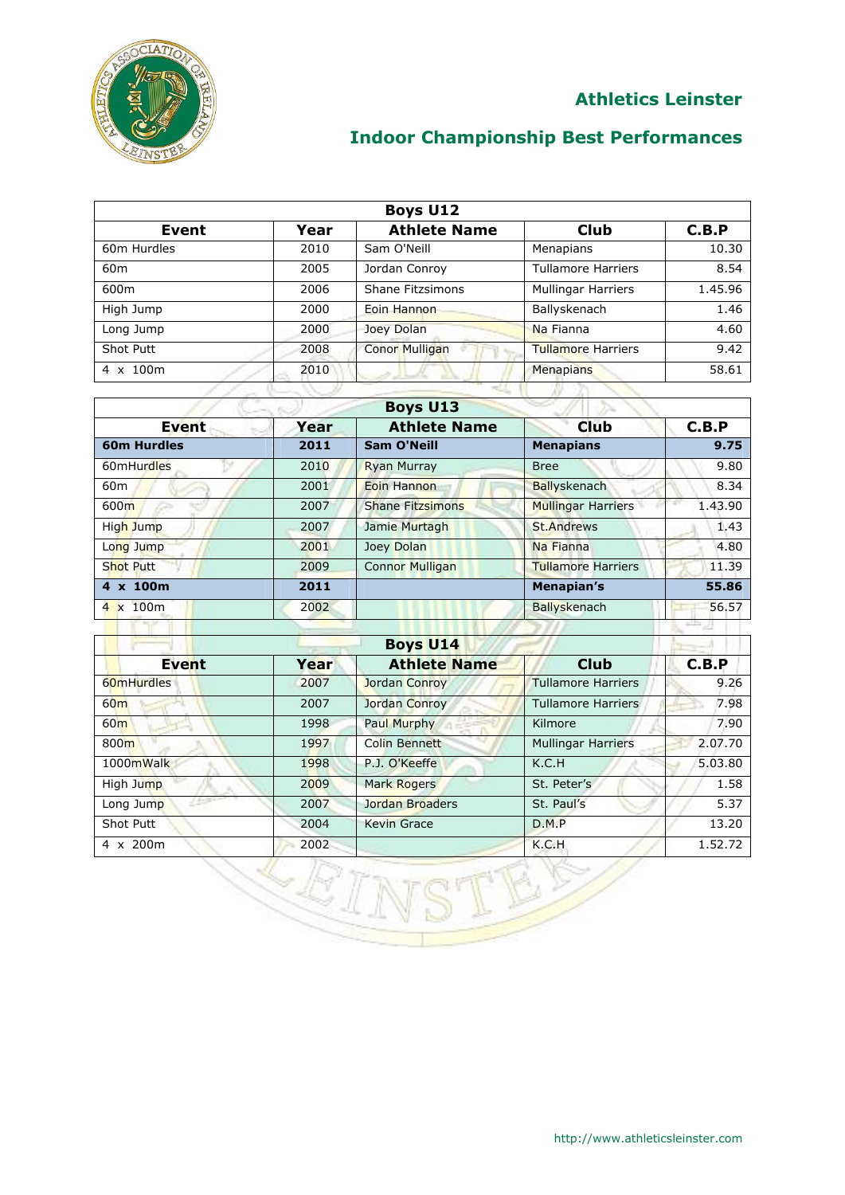# Athletics Leinster

## Indoor Championship Best Performances

| Boys U12 | | | | |
|---|---|---|---|---|
| **Event** | **Year** | **Athlete Name** | **Club** | **C.B.P** |
| 60m Hurdles | 2010 | Sam O'Neill | Menapians | 10.30 |
| 60m | 2005 | Jordan Conroy | Tullamore Harriers | 8.54 |
| 600m | 2006 | Shane Fitzsimons | Mullingar Harriers | 1.45.96 |
| High Jump | 2000 | Eoin Hannon | Ballyskenach | 1.46 |
| Long Jump | 2000 | Joey Dolan | Na Fianna | 4.60 |
| Shot Putt | 2008 | Conor Mulligan | Tullamore Harriers | 9.42 |
| 4 x 100m | 2010 | | Menapians | 58.61 |

| Boys U13 | | | | |
|---|---|---|---|---|
| **Event** | **Year** | **Athlete Name** | **Club** | **C.B.P** |
| **60m Hurdles** | **2011** | **Sam O'Neill** | **Menapians** | **9.75** |
| 60mHurdles | 2010 | Ryan Murray | Bree | 9.80 |
| 60m | 2001 | Eoin Hannon | Ballyskenach | 8.34 |
| 600m | 2007 | Shane Fitzsimons | Mullingar Harriers | 1.43.90 |
| High Jump | 2007 | Jamie Murtagh | St.Andrews | 1.43 |
| Long Jump | 2001 | Joey Dolan | Na Fianna | 4.80 |
| Shot Putt | 2009 | Connor Mulligan | Tullamore Harriers | 11.39 |
| **4 x 100m** | **2011** | | **Menapian's** | **55.86** |
| 4 x 100m | 2002 | | Ballyskenach | 56.57 |

| Boys U14 | | | | |
|---|---|---|---|---|
| **Event** | **Year** | **Athlete Name** | **Club** | **C.B.P** |
| 60mHurdles | 2007 | Jordan Conroy | Tullamore Harriers | 9.26 |
| 60m | 2007 | Jordan Conroy | Tullamore Harriers | 7.98 |
| 60m | 1998 | Paul Murphy | Kilmore | 7.90 |
| 800m | 1997 | Colin Bennett | Mullingar Harriers | 2.07.70 |
| 1000mWalk | 1998 | P.J. O'Keeffe | K.C.H | 5.03.80 |
| High Jump | 2009 | Mark Rogers | St. Peter's | 1.58 |
| Long Jump | 2007 | Jordan Broaders | St. Paul's | 5.37 |
| Shot Putt | 2004 | Kevin Grace | D.M.P | 13.20 |
| 4 x 200m | 2002 | | K.C.H | 1.52.72 |

http://www.athleticsleinster.com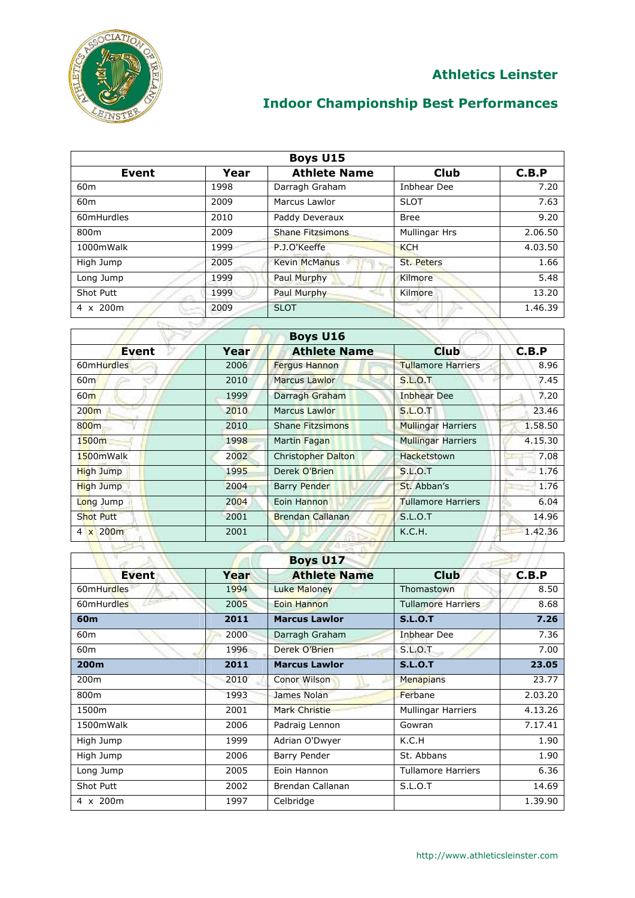# Athletics Leinster

## Indoor Championship Best Performances

| Boys U15 | | | | |
|---|---|---|---|---|
| **Event** | **Year** | **Athlete Name** | **Club** | **C.B.P** |
| 60m | 1998 | Darragh Graham | Inbhear Dee | 7.20 |
| 60m | 2009 | Marcus Lawlor | SLOT | 7.63 |
| 60mHurdles | 2010 | Paddy Deveraux | Bree | 9.20 |
| 800m | 2009 | Shane Fitzsimons | Mullingar Hrs | 2.06.50 |
| 1000mWalk | 1999 | P.J.O'Keeffe | KCH | 4.03.50 |
| High Jump | 2005 | Kevin McManus | St. Peters | 1.66 |
| Long Jump | 1999 | Paul Murphy | Kilmore | 5.48 |
| Shot Putt | 1999 | Paul Murphy | Kilmore | 13.20 |
| 4 x 200m | 2009 | SLOT | | 1.46.39 |

| Boys U16 | | | | |
|---|---|---|---|---|
| **Event** | **Year** | **Athlete Name** | **Club** | **C.B.P** |
| 60mHurdles | 2006 | Fergus Hannon | Tullamore Harriers | 8.96 |
| 60m | 2010 | Marcus Lawlor | S.L.O.T | 7.45 |
| 60m | 1999 | Darragh Graham | Inbhear Dee | 7.20 |
| 200m | 2010 | Marcus Lawlor | S.L.O.T | 23.46 |
| 800m | 2010 | Shane Fitzsimons | Mullingar Harriers | 1.58.50 |
| 1500m | 1998 | Martin Fagan | Mullingar Harriers | 4.15.30 |
| 1500mWalk | 2002 | Christopher Dalton | Hacketstown | 7.08 |
| High Jump | 1995 | Derek O'Brien | S.L.O.T | 1.76 |
| High Jump | 2004 | Barry Pender | St. Abban's | 1.76 |
| Long Jump | 2004 | Eoin Hannon | Tullamore Harriers | 6.04 |
| Shot Putt | 2001 | Brendan Callanan | S.L.O.T | 14.96 |
| 4 x 200m | 2001 | | K.C.H. | 1.42.36 |

| Boys U17 | | | | |
|---|---|---|---|---|
| **Event** | **Year** | **Athlete Name** | **Club** | **C.B.P** |
| 60mHurdles | 1994 | Luke Maloney | Thomastown | 8.50 |
| 60mHurdles | 2005 | Eoin Hannon | Tullamore Harriers | 8.68 |
| **60m** | **2011** | **Marcus Lawlor** | **S.L.O.T** | **7.26** |
| 60m | 2000 | Darragh Graham | Inbhear Dee | 7.36 |
| 60m | 1996 | Derek O'Brien | S.L.O.T | 7.00 |
| **200m** | **2011** | **Marcus Lawlor** | **S.L.O.T** | **23.05** |
| 200m | 2010 | Conor Wilson | Menapians | 23.77 |
| 800m | 1993 | James Nolan | Ferbane | 2.03.20 |
| 1500m | 2001 | Mark Christie | Mullingar Harriers | 4.13.26 |
| 1500mWalk | 2006 | Padraig Lennon | Gowran | 7.17.41 |
| High Jump | 1999 | Adrian O'Dwyer | K.C.H | 1.90 |
| High Jump | 2006 | Barry Pender | St. Abbans | 1.90 |
| Long Jump | 2005 | Eoin Hannon | Tullamore Harriers | 6.36 |
| Shot Putt | 2002 | Brendan Callanan | S.L.O.T | 14.69 |
| 4 x 200m | 1997 | Celbridge | | 1.39.90 |

http://www.athleticsleinster.com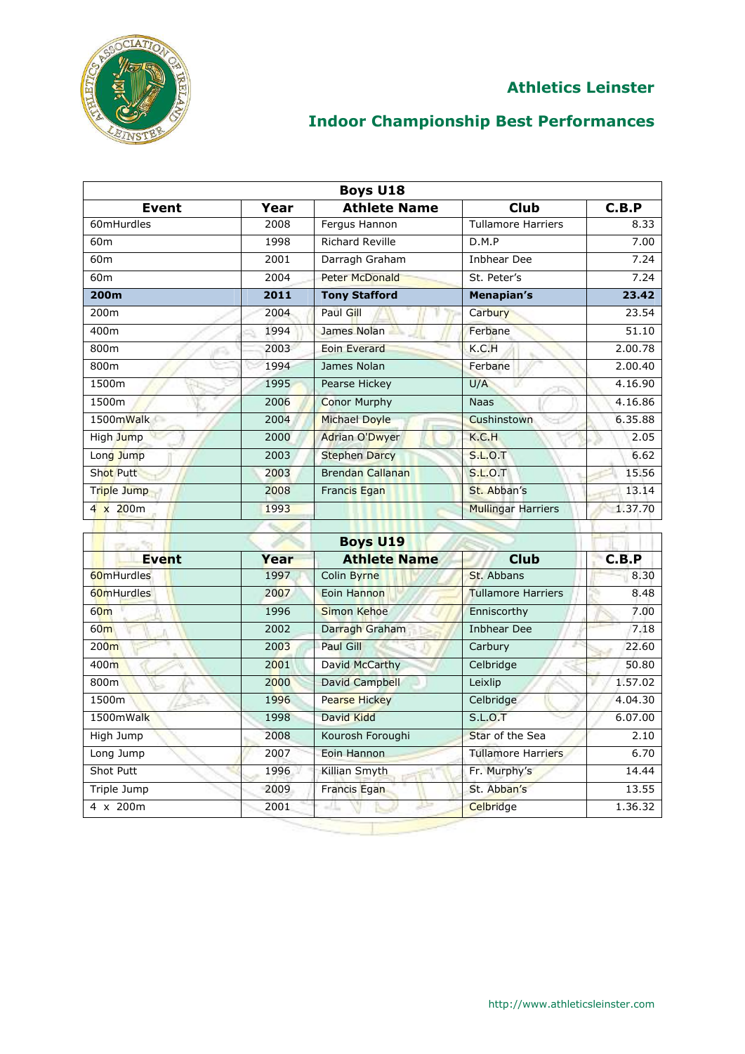# Athletics Leinster

## Indoor Championship Best Performances

| Boys U18 | | | | |
|---|---|---|---|---|
| **Event** | **Year** | **Athlete Name** | **Club** | **C.B.P** |
| 60mHurdles | 2008 | Fergus Hannon | Tullamore Harriers | 8.33 |
| 60m | 1998 | Richard Reville | D.M.P | 7.00 |
| 60m | 2001 | Darragh Graham | Inbhear Dee | 7.24 |
| 60m | 2004 | Peter McDonald | St. Peter's | 7.24 |
| **200m** | **2011** | **Tony Stafford** | **Menapian's** | **23.42** |
| 200m | 2004 | Paul Gill | Carbury | 23.54 |
| 400m | 1994 | James Nolan | Ferbane | 51.10 |
| 800m | 2003 | Eoin Everard | K.C.H | 2.00.78 |
| 800m | 1994 | James Nolan | Ferbane | 2.00.40 |
| 1500m | 1995 | Pearse Hickey | U/A | 4.16.90 |
| 1500m | 2006 | Conor Murphy | Naas | 4.16.86 |
| 1500mWalk | 2004 | Michael Doyle | Cushinstown | 6.35.88 |
| High Jump | 2000 | Adrian O'Dwyer | K.C.H | 2.05 |
| Long Jump | 2003 | Stephen Darcy | S.L.O.T | 6.62 |
| Shot Putt | 2003 | Brendan Callanan | S.L.O.T | 15.56 |
| Triple Jump | 2008 | Francis Egan | St. Abban's | 13.14 |
| 4 x 200m | 1993 | | Mullingar Harriers | 1.37.70 |

| Boys U19 | | | | |
|---|---|---|---|---|
| **Event** | **Year** | **Athlete Name** | **Club** | **C.B.P** |
| 60mHurdles | 1997 | Colin Byrne | St. Abbans | 8.30 |
| 60mHurdles | 2007 | Eoin Hannon | Tullamore Harriers | 8.48 |
| 60m | 1996 | Simon Kehoe | Enniscorthy | 7.00 |
| 60m | 2002 | Darragh Graham | Inbhear Dee | 7.18 |
| 200m | 2003 | Paul Gill | Carbury | 22.60 |
| 400m | 2001 | David McCarthy | Celbridge | 50.80 |
| 800m | 2000 | David Campbell | Leixlip | 1.57.02 |
| 1500m | 1996 | Pearse Hickey | Celbridge | 4.04.30 |
| 1500mWalk | 1998 | David Kidd | S.L.O.T | 6.07.00 |
| High Jump | 2008 | Kourosh Foroughi | Star of the Sea | 2.10 |
| Long Jump | 2007 | Eoin Hannon | Tullamore Harriers | 6.70 |
| Shot Putt | 1996 | Killian Smyth | Fr. Murphy's | 14.44 |
| Triple Jump | 2009 | Francis Egan | St. Abban's | 13.55 |
| 4 x 200m | 2001 | | Celbridge | 1.36.32 |

http://www.athleticsleinster.com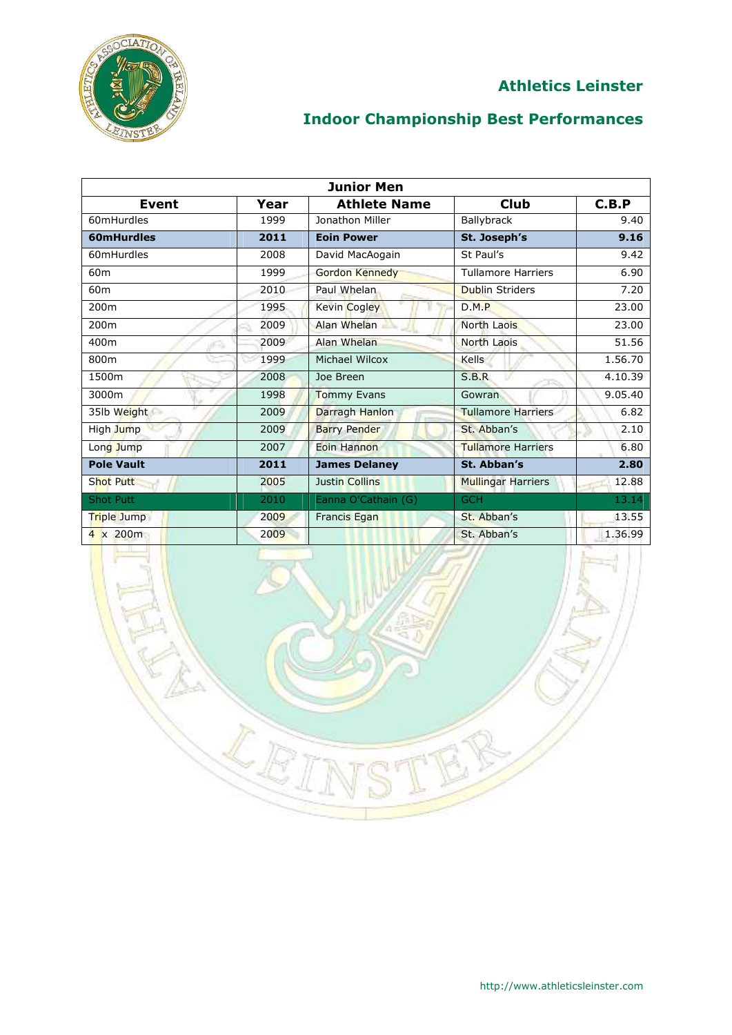# Athletics Leinster

## Indoor Championship Best Performances

| Junior Men | | | | |
|---|---|---|---|---|
| **Event** | **Year** | **Athlete Name** | **Club** | **C.B.P** |
| 60mHurdles | 1999 | Jonathon Miller | Ballybrack | 9.40 |
| **60mHurdles** | **2011** | **Eoin Power** | **St. Joseph's** | **9.16** |
| 60mHurdles | 2008 | David MacAogain | St Paul's | 9.42 |
| 60m | 1999 | Gordon Kennedy | Tullamore Harriers | 6.90 |
| 60m | 2010 | Paul Whelan | Dublin Striders | 7.20 |
| 200m | 1995 | Kevin Cogley | D.M.P | 23.00 |
| 200m | 2009 | Alan Whelan | North Laois | 23.00 |
| 400m | 2009 | Alan Whelan | North Laois | 51.56 |
| 800m | 1999 | Michael Wilcox | Kells | 1.56.70 |
| 1500m | 2008 | Joe Breen | S.B.R | 4.10.39 |
| 3000m | 1998 | Tommy Evans | Gowran | 9.05.40 |
| 35lb Weight | 2009 | Darragh Hanlon | Tullamore Harriers | 6.82 |
| High Jump | 2009 | Barry Pender | St. Abban's | 2.10 |
| Long Jump | 2007 | Eoin Hannon | Tullamore Harriers | 6.80 |
| **Pole Vault** | **2011** | **James Delaney** | **St. Abban's** | **2.80** |
| Shot Putt | 2005 | Justin Collins | Mullingar Harriers | 12.88 |
| Shot Putt | 2010 | Eanna O'Cathain (G) | GCH | 13.14 |
| Triple Jump | 2009 | Francis Egan | St. Abban's | 13.55 |
| 4 x 200m | 2009 | | St. Abban's | 1.36.99 |

http://www.athleticsleinster.com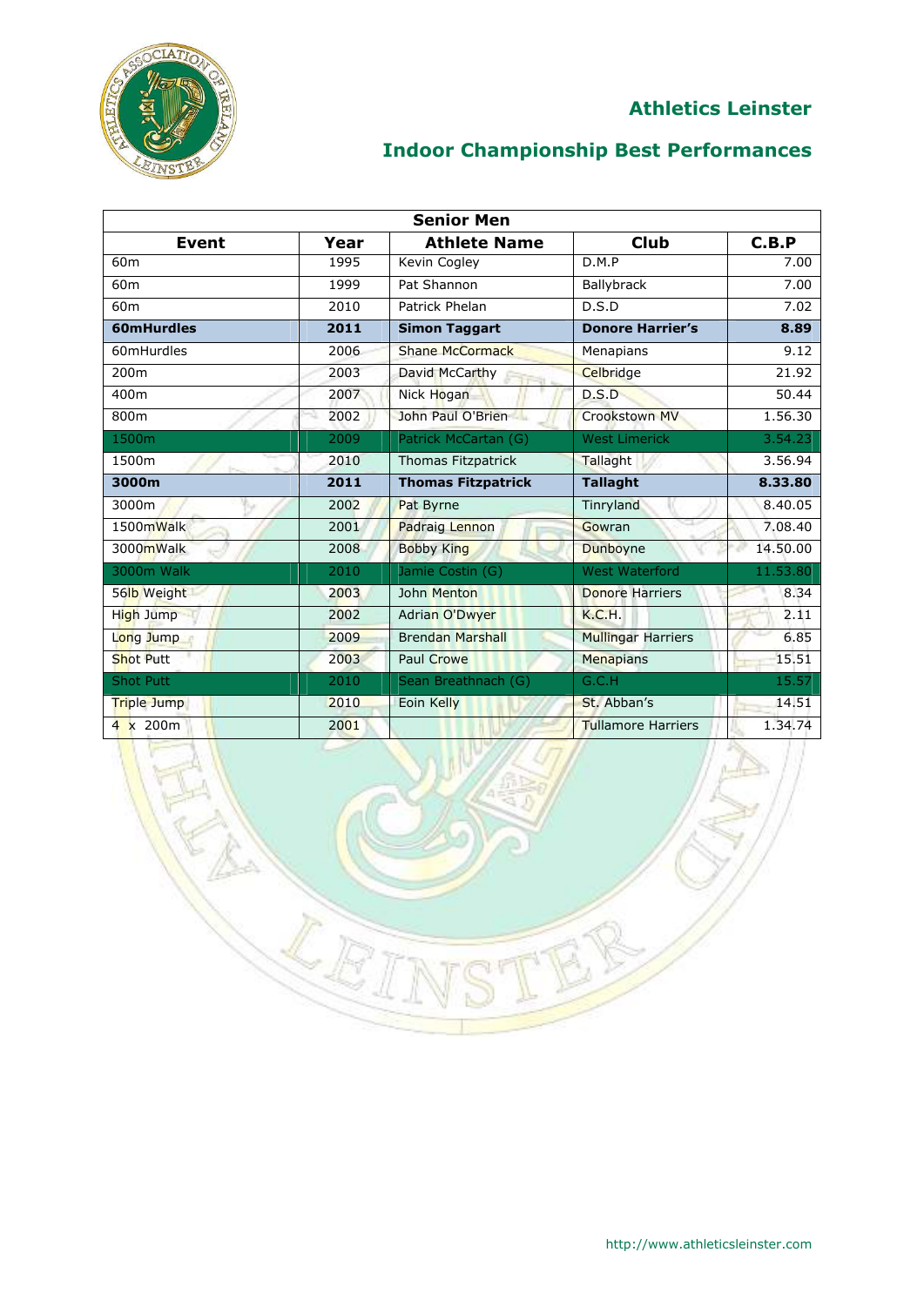## Athletics Leinster

## Indoor Championship Best Performances

| Senior Men | | | | |
|---|---|---|---|---|
| **Event** | **Year** | **Athlete Name** | **Club** | **C.B.P** |
| 60m | 1995 | Kevin Cogley | D.M.P | 7.00 |
| 60m | 1999 | Pat Shannon | Ballybrack | 7.00 |
| 60m | 2010 | Patrick Phelan | D.S.D | 7.02 |
| **60mHurdles** | **2011** | **Simon Taggart** | **Donore Harrier's** | **8.89** |
| 60mHurdles | 2006 | Shane McCormack | Menapians | 9.12 |
| 200m | 2003 | David McCarthy | Celbridge | 21.92 |
| 400m | 2007 | Nick Hogan | D.S.D | 50.44 |
| 800m | 2002 | John Paul O'Brien | Crookstown MV | 1.56.30 |
| 1500m | 2009 | Patrick McCartan (G) | West Limerick | 3.54.23 |
| 1500m | 2010 | Thomas Fitzpatrick | Tallaght | 3.56.94 |
| **3000m** | **2011** | **Thomas Fitzpatrick** | **Tallaght** | **8.33.80** |
| 3000m | 2002 | Pat Byrne | Tinryland | 8.40.05 |
| 1500mWalk | 2001 | Padraig Lennon | Gowran | 7.08.40 |
| 3000mWalk | 2008 | Bobby King | Dunboyne | 14.50.00 |
| 3000m Walk | 2010 | Jamie Costin (G) | West Waterford | 11.53.80 |
| 56lb Weight | 2003 | John Menton | Donore Harriers | 8.34 |
| High Jump | 2002 | Adrian O'Dwyer | K.C.H. | 2.11 |
| Long Jump | 2009 | Brendan Marshall | Mullingar Harriers | 6.85 |
| Shot Putt | 2003 | Paul Crowe | Menapians | 15.51 |
| Shot Putt | 2010 | Sean Breathnach (G) | G.C.H | 15.57 |
| Triple Jump | 2010 | Eoin Kelly | St. Abban's | 14.51 |
| 4 x 200m | 2001 | | Tullamore Harriers | 1.34.74 |

http://www.athleticsleinster.com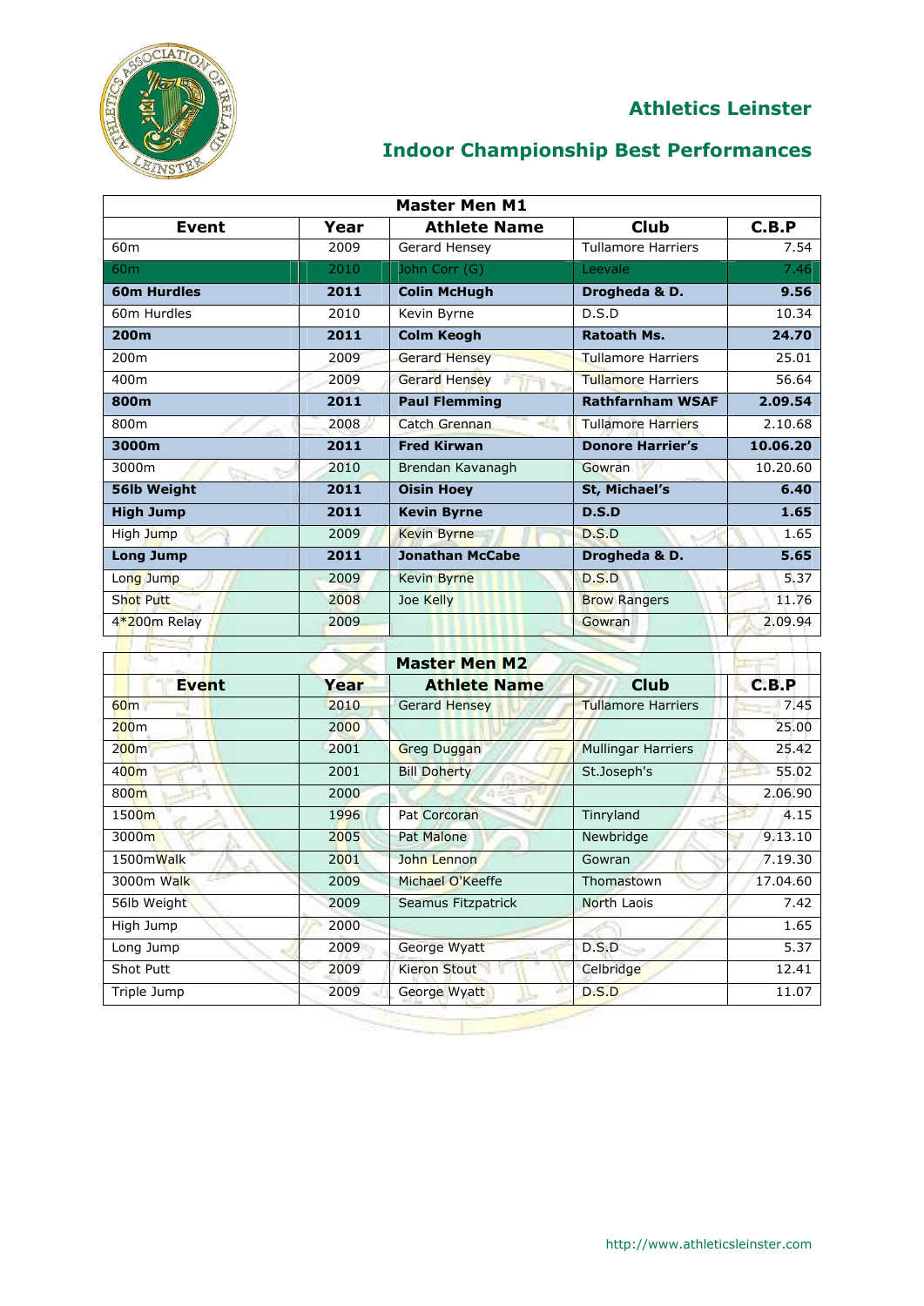# Athletics Leinster

## Indoor Championship Best Performances

| Master Men M1 | | | | |
|---|---|---|---|---|
| **Event** | **Year** | **Athlete Name** | **Club** | **C.B.P** |
| 60m | 2009 | Gerard Hensey | Tullamore Harriers | 7.54 |
| 60m | 2010 | John Corr (G) | Leevale | 7.46 |
| **60m Hurdles** | **2011** | **Colin McHugh** | **Drogheda & D.** | **9.56** |
| 60m Hurdles | 2010 | Kevin Byrne | D.S.D | 10.34 |
| **200m** | **2011** | **Colm Keogh** | **Ratoath Ms.** | **24.70** |
| 200m | 2009 | Gerard Hensey | Tullamore Harriers | 25.01 |
| 400m | 2009 | Gerard Hensey | Tullamore Harriers | 56.64 |
| **800m** | **2011** | **Paul Flemming** | **Rathfarnham WSAF** | **2.09.54** |
| 800m | 2008 | Catch Grennan | Tullamore Harriers | 2.10.68 |
| **3000m** | **2011** | **Fred Kirwan** | **Donore Harrier's** | **10.06.20** |
| 3000m | 2010 | Brendan Kavanagh | Gowran | 10.20.60 |
| **56lb Weight** | **2011** | **Oisin Hoey** | **St, Michael's** | **6.40** |
| **High Jump** | **2011** | **Kevin Byrne** | **D.S.D** | **1.65** |
| High Jump | 2009 | Kevin Byrne | D.S.D | 1.65 |
| **Long Jump** | **2011** | **Jonathan McCabe** | **Drogheda & D.** | **5.65** |
| Long Jump | 2009 | Kevin Byrne | D.S.D | 5.37 |
| Shot Putt | 2008 | Joe Kelly | Brow Rangers | 11.76 |
| 4*200m Relay | 2009 | | Gowran | 2.09.94 |

| Master Men M2 | | | | |
|---|---|---|---|---|
| **Event** | **Year** | **Athlete Name** | **Club** | **C.B.P** |
| 60m | 2010 | Gerard Hensey | Tullamore Harriers | 7.45 |
| 200m | 2000 | | | 25.00 |
| 200m | 2001 | Greg Duggan | Mullingar Harriers | 25.42 |
| 400m | 2001 | Bill Doherty | St.Joseph's | 55.02 |
| 800m | 2000 | | | 2.06.90 |
| 1500m | 1996 | Pat Corcoran | Tinryland | 4.15 |
| 3000m | 2005 | Pat Malone | Newbridge | 9.13.10 |
| 1500mWalk | 2001 | John Lennon | Gowran | 7.19.30 |
| 3000m Walk | 2009 | Michael O'Keeffe | Thomastown | 17.04.60 |
| 56lb Weight | 2009 | Seamus Fitzpatrick | North Laois | 7.42 |
| High Jump | 2000 | | | 1.65 |
| Long Jump | 2009 | George Wyatt | D.S.D | 5.37 |
| Shot Putt | 2009 | Kieron Stout | Celbridge | 12.41 |
| Triple Jump | 2009 | George Wyatt | D.S.D | 11.07 |

http://www.athleticsleinster.com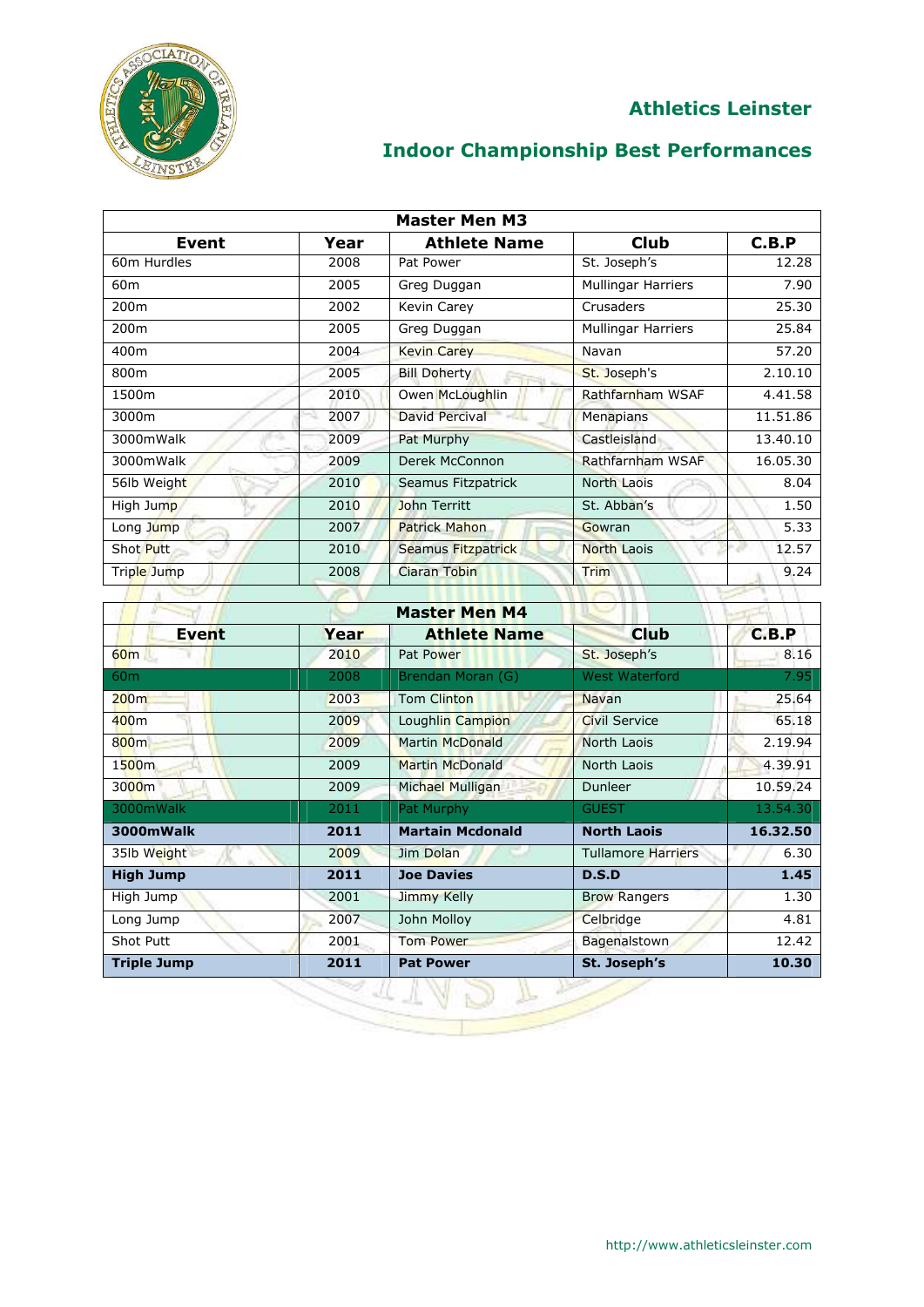# Athletics Leinster

## Indoor Championship Best Performances

| Master Men M3 | | | | |
|---|---|---|---|---|
| **Event** | **Year** | **Athlete Name** | **Club** | **C.B.P** |
| 60m Hurdles | 2008 | Pat Power | St. Joseph's | 12.28 |
| 60m | 2005 | Greg Duggan | Mullingar Harriers | 7.90 |
| 200m | 2002 | Kevin Carey | Crusaders | 25.30 |
| 200m | 2005 | Greg Duggan | Mullingar Harriers | 25.84 |
| 400m | 2004 | Kevin Carey | Navan | 57.20 |
| 800m | 2005 | Bill Doherty | St. Joseph's | 2.10.10 |
| 1500m | 2010 | Owen McLoughlin | Rathfarnham WSAF | 4.41.58 |
| 3000m | 2007 | David Percival | Menapians | 11.51.86 |
| 3000mWalk | 2009 | Pat Murphy | Castleisland | 13.40.10 |
| 3000mWalk | 2009 | Derek McConnon | Rathfarnham WSAF | 16.05.30 |
| 56lb Weight | 2010 | Seamus Fitzpatrick | North Laois | 8.04 |
| High Jump | 2010 | John Territt | St. Abban's | 1.50 |
| Long Jump | 2007 | Patrick Mahon | Gowran | 5.33 |
| Shot Putt | 2010 | Seamus Fitzpatrick | North Laois | 12.57 |
| Triple Jump | 2008 | Ciaran Tobin | Trim | 9.24 |

| Master Men M4 | | | | |
|---|---|---|---|---|
| **Event** | **Year** | **Athlete Name** | **Club** | **C.B.P** |
| 60m | 2010 | Pat Power | St. Joseph's | 8.16 |
| 60m | 2008 | Brendan Moran (G) | West Waterford | 7.95 |
| 200m | 2003 | Tom Clinton | Navan | 25.64 |
| 400m | 2009 | Loughlin Campion | Civil Service | 65.18 |
| 800m | 2009 | Martin McDonald | North Laois | 2.19.94 |
| 1500m | 2009 | Martin McDonald | North Laois | 4.39.91 |
| 3000m | 2009 | Michael Mulligan | Dunleer | 10.59.24 |
| 3000mWalk | 2011 | Pat Murphy | GUEST | 13.54.30 |
| **3000mWalk** | **2011** | **Martain Mcdonald** | **North Laois** | **16.32.50** |
| 35lb Weight | 2009 | Jim Dolan | Tullamore Harriers | 6.30 |
| **High Jump** | **2011** | **Joe Davies** | **D.S.D** | **1.45** |
| High Jump | 2001 | Jimmy Kelly | Brow Rangers | 1.30 |
| Long Jump | 2007 | John Molloy | Celbridge | 4.81 |
| Shot Putt | 2001 | Tom Power | Bagenalstown | 12.42 |
| **Triple Jump** | **2011** | **Pat Power** | **St. Joseph's** | **10.30** |

http://www.athleticsleinster.com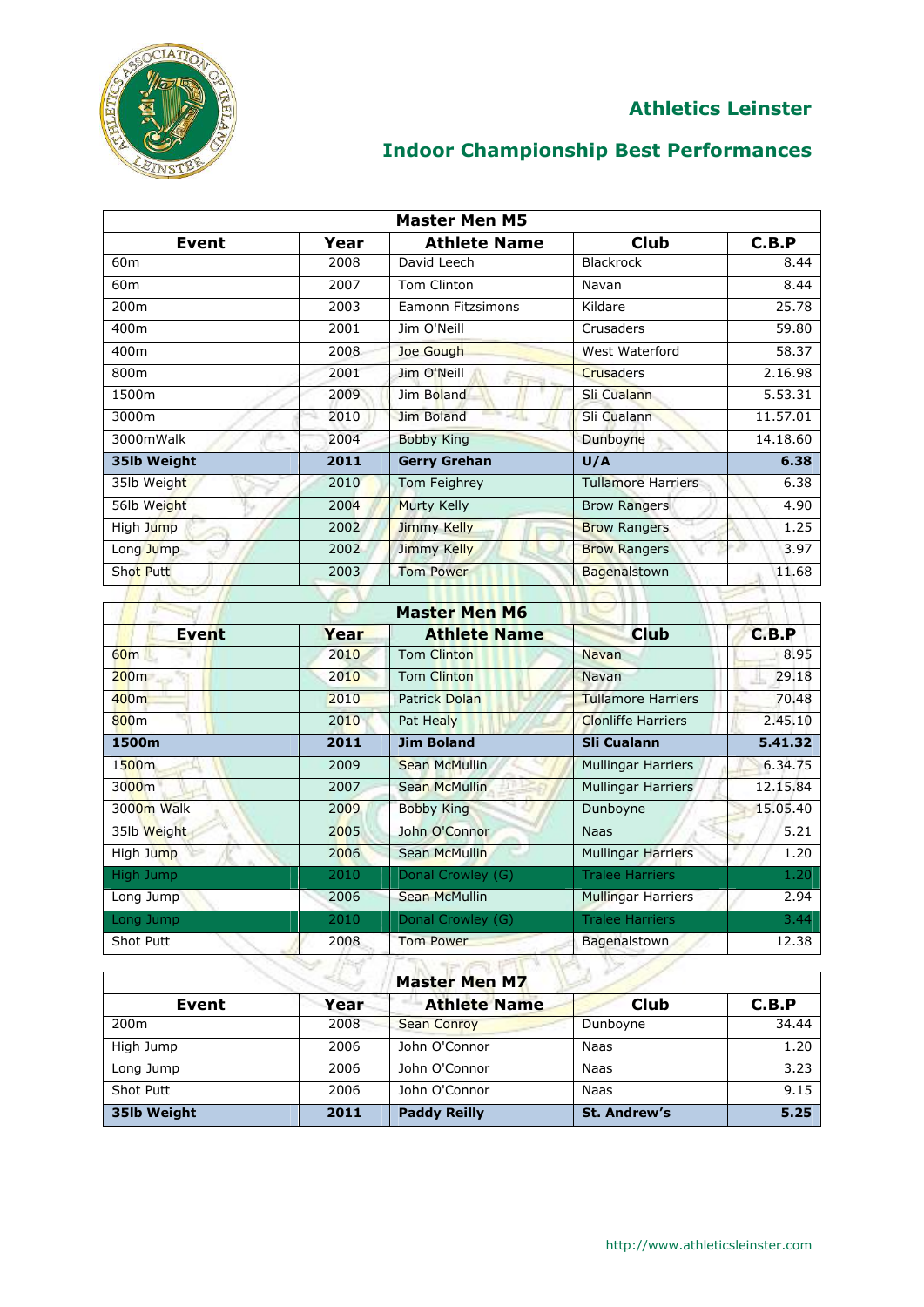# Athletics Leinster

## Indoor Championship Best Performances

| Master Men M5 | | | | |
|---|---|---|---|---|
| **Event** | **Year** | **Athlete Name** | **Club** | **C.B.P** |
| 60m | 2008 | David Leech | Blackrock | 8.44 |
| 60m | 2007 | Tom Clinton | Navan | 8.44 |
| 200m | 2003 | Eamonn Fitzsimons | Kildare | 25.78 |
| 400m | 2001 | Jim O'Neill | Crusaders | 59.80 |
| 400m | 2008 | Joe Gough | West Waterford | 58.37 |
| 800m | 2001 | Jim O'Neill | Crusaders | 2.16.98 |
| 1500m | 2009 | Jim Boland | Sli Cualann | 5.53.31 |
| 3000m | 2010 | Jim Boland | Sli Cualann | 11.57.01 |
| 3000mWalk | 2004 | Bobby King | Dunboyne | 14.18.60 |
| **35lb Weight** | **2011** | **Gerry Grehan** | **U/A** | **6.38** |
| 35lb Weight | 2010 | Tom Feighrey | Tullamore Harriers | 6.38 |
| 56lb Weight | 2004 | Murty Kelly | Brow Rangers | 4.90 |
| High Jump | 2002 | Jimmy Kelly | Brow Rangers | 1.25 |
| Long Jump | 2002 | Jimmy Kelly | Brow Rangers | 3.97 |
| Shot Putt | 2003 | Tom Power | Bagenalstown | 11.68 |

| Master Men M6 | | | | |
|---|---|---|---|---|
| **Event** | **Year** | **Athlete Name** | **Club** | **C.B.P** |
| 60m | 2010 | Tom Clinton | Navan | 8.95 |
| 200m | 2010 | Tom Clinton | Navan | 29.18 |
| 400m | 2010 | Patrick Dolan | Tullamore Harriers | 70.48 |
| 800m | 2010 | Pat Healy | Clonliffe Harriers | 2.45.10 |
| **1500m** | **2011** | **Jim Boland** | **Sli Cualann** | **5.41.32** |
| 1500m | 2009 | Sean McMullin | Mullingar Harriers | 6.34.75 |
| 3000m | 2007 | Sean McMullin | Mullingar Harriers | 12.15.84 |
| 3000m Walk | 2009 | Bobby King | Dunboyne | 15.05.40 |
| 35lb Weight | 2005 | John O'Connor | Naas | 5.21 |
| High Jump | 2006 | Sean McMullin | Mullingar Harriers | 1.20 |
| High Jump | 2010 | Donal Crowley (G) | Tralee Harriers | 1.20 |
| Long Jump | 2006 | Sean McMullin | Mullingar Harriers | 2.94 |
| Long Jump | 2010 | Donal Crowley (G) | Tralee Harriers | 3.44 |
| Shot Putt | 2008 | Tom Power | Bagenalstown | 12.38 |

| Master Men M7 | | | | |
|---|---|---|---|---|
| **Event** | **Year** | **Athlete Name** | **Club** | **C.B.P** |
| 200m | 2008 | Sean Conroy | Dunboyne | 34.44 |
| High Jump | 2006 | John O'Connor | Naas | 1.20 |
| Long Jump | 2006 | John O'Connor | Naas | 3.23 |
| Shot Putt | 2006 | John O'Connor | Naas | 9.15 |
| **35lb Weight** | **2011** | **Paddy Reilly** | **St. Andrew's** | **5.25** |

http://www.athleticsleinster.com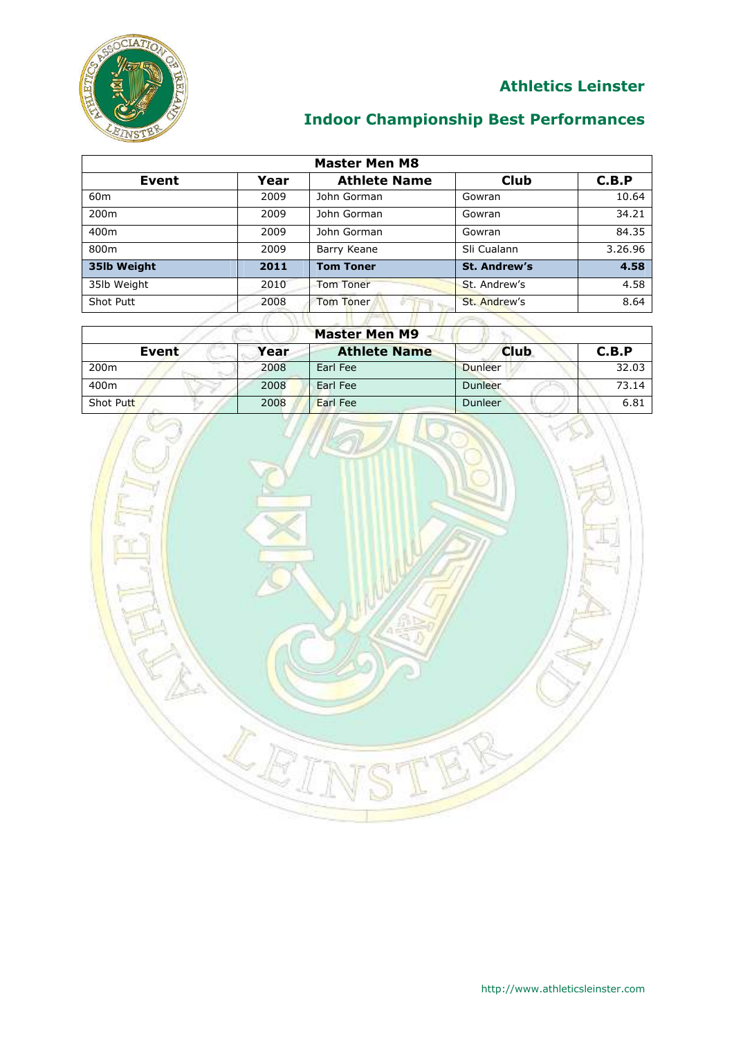# Athletics Leinster

## Indoor Championship Best Performances

| Master Men M8 | | | | |
|---|---|---|---|---|
| **Event** | **Year** | **Athlete Name** | **Club** | **C.B.P** |
| 60m | 2009 | John Gorman | Gowran | 10.64 |
| 200m | 2009 | John Gorman | Gowran | 34.21 |
| 400m | 2009 | John Gorman | Gowran | 84.35 |
| 800m | 2009 | Barry Keane | Sli Cualann | 3.26.96 |
| **35lb Weight** | **2011** | **Tom Toner** | **St. Andrew's** | **4.58** |
| 35lb Weight | 2010 | Tom Toner | St. Andrew's | 4.58 |
| Shot Putt | 2008 | Tom Toner | St. Andrew's | 8.64 |

| Master Men M9 | | | | |
|---|---|---|---|---|
| **Event** | **Year** | **Athlete Name** | **Club** | **C.B.P** |
| 200m | 2008 | Earl Fee | Dunleer | 32.03 |
| 400m | 2008 | Earl Fee | Dunleer | 73.14 |
| Shot Putt | 2008 | Earl Fee | Dunleer | 6.81 |

http://www.athleticsleinster.com